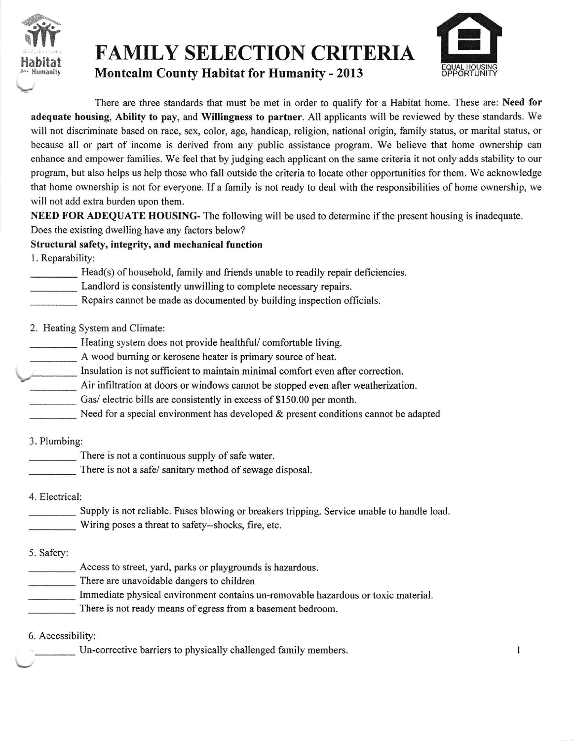# FAMILY SELECTION CRITERIA

## Montcalm County Habitat for Humanity - 2013

EQUAL HOUSING OPPORTUNITY

There are three standards that must be met in order to qualify for a Habitat home. These are: **Need for adequate housing**, **Ability to pay**, and **Willingness to partner**. All applicants will be reviewed by these standards. We will not discriminate based on race, sex, color, age, handicap, religion, national origin, family status, or marital status, or because all or part of income is derived from any public assistance program. We believe that home ownership can enhance and empower families. We feel that by judging each applicant on the same criteria it not only adds stability to our program, but also helps us help those who fall outside the criteria to locate other opportunities for them. We acknowledge that home ownership is not for everyone. If a family is not ready to deal with the responsibilities of home ownership, we will not add extra burden upon them.

**NEED FOR ADEQUATE HOUSING-** The following will be used to determine if the present housing is inadequate. Does the existing dwelling have any factors below?

**Structural safety, integrity, and mechanical function**

1. Reparability:

_________ Head(s) of household, family and friends unable to readily repair deficiencies.
_________ Landlord is consistently unwilling to complete necessary repairs.
_________ Repairs cannot be made as documented by building inspection officials.

2. Heating System and Climate:

_________ Heating system does not provide healthful/ comfortable living.
_________ A wood burning or kerosene heater is primary source of heat.
_________ Insulation is not sufficient to maintain minimal comfort even after correction.
_________ Air infiltration at doors or windows cannot be stopped even after weatherization.
_________ Gas/ electric bills are consistently in excess of $150.00 per month.
_________ Need for a special environment has developed & present conditions cannot be adapted

3. Plumbing:

_________ There is not a continuous supply of safe water.
_________ There is not a safe/ sanitary method of sewage disposal.

4. Electrical:

_________ Supply is not reliable. Fuses blowing or breakers tripping. Service unable to handle load.
_________ Wiring poses a threat to safety--shocks, fire, etc.

5. Safety:

_________ Access to street, yard, parks or playgrounds is hazardous.
_________ There are unavoidable dangers to children
_________ Immediate physical environment contains un-removable hazardous or toxic material.
_________ There is not ready means of egress from a basement bedroom.

6. Accessibility:

_________ Un-corrective barriers to physically challenged family members.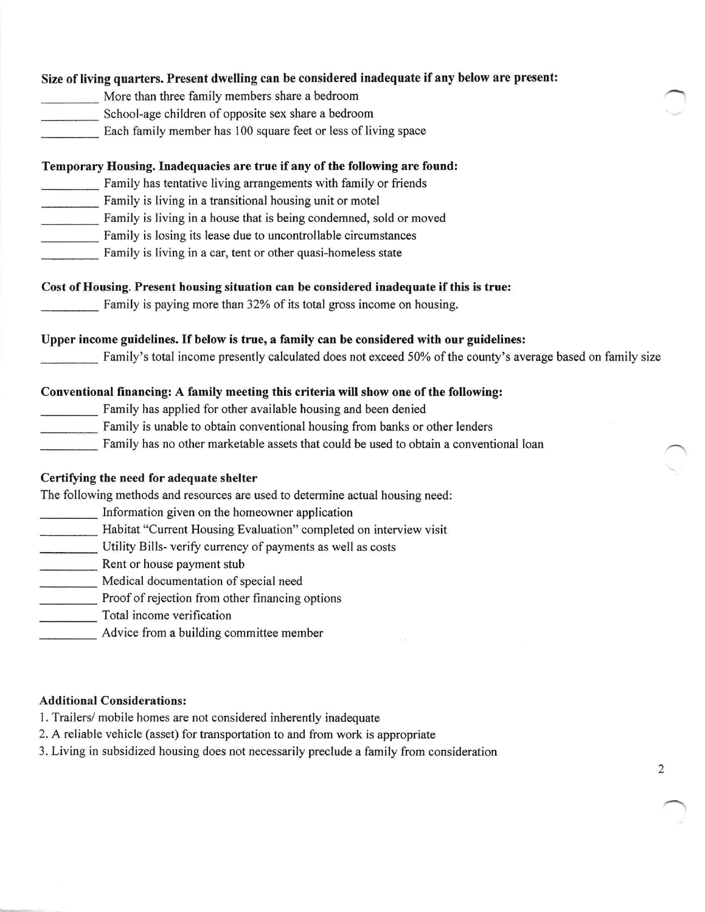**Size of living quarters. Present dwelling can be considered inadequate if any below are present:**

_________ More than three family members share a bedroom

_________ School-age children of opposite sex share a bedroom

_________ Each family member has 100 square feet or less of living space

**Temporary Housing. Inadequacies are true if any of the following are found:**

_________ Family has tentative living arrangements with family or friends

_________ Family is living in a transitional housing unit or motel

_________ Family is living in a house that is being condemned, sold or moved

_________ Family is losing its lease due to uncontrollable circumstances

_________ Family is living in a car, tent or other quasi-homeless state

**Cost of Housing. Present housing situation can be considered inadequate if this is true:**

_________ Family is paying more than 32% of its total gross income on housing.

**Upper income guidelines. If below is true, a family can be considered with our guidelines:**

_________ Family's total income presently calculated does not exceed 50% of the county's average based on family size

**Conventional financing: A family meeting this criteria will show one of the following:**

_________ Family has applied for other available housing and been denied

_________ Family is unable to obtain conventional housing from banks or other lenders

_________ Family has no other marketable assets that could be used to obtain a conventional loan

**Certifying the need for adequate shelter**

The following methods and resources are used to determine actual housing need:

_________ Information given on the homeowner application

_________ Habitat "Current Housing Evaluation" completed on interview visit

_________ Utility Bills- verify currency of payments as well as costs

_________ Rent or house payment stub

_________ Medical documentation of special need

_________ Proof of rejection from other financing options

_________ Total income verification

_________ Advice from a building committee member

**Additional Considerations:**

1. Trailers/ mobile homes are not considered inherently inadequate
2. A reliable vehicle (asset) for transportation to and from work is appropriate
3. Living in subsidized housing does not necessarily preclude a family from consideration